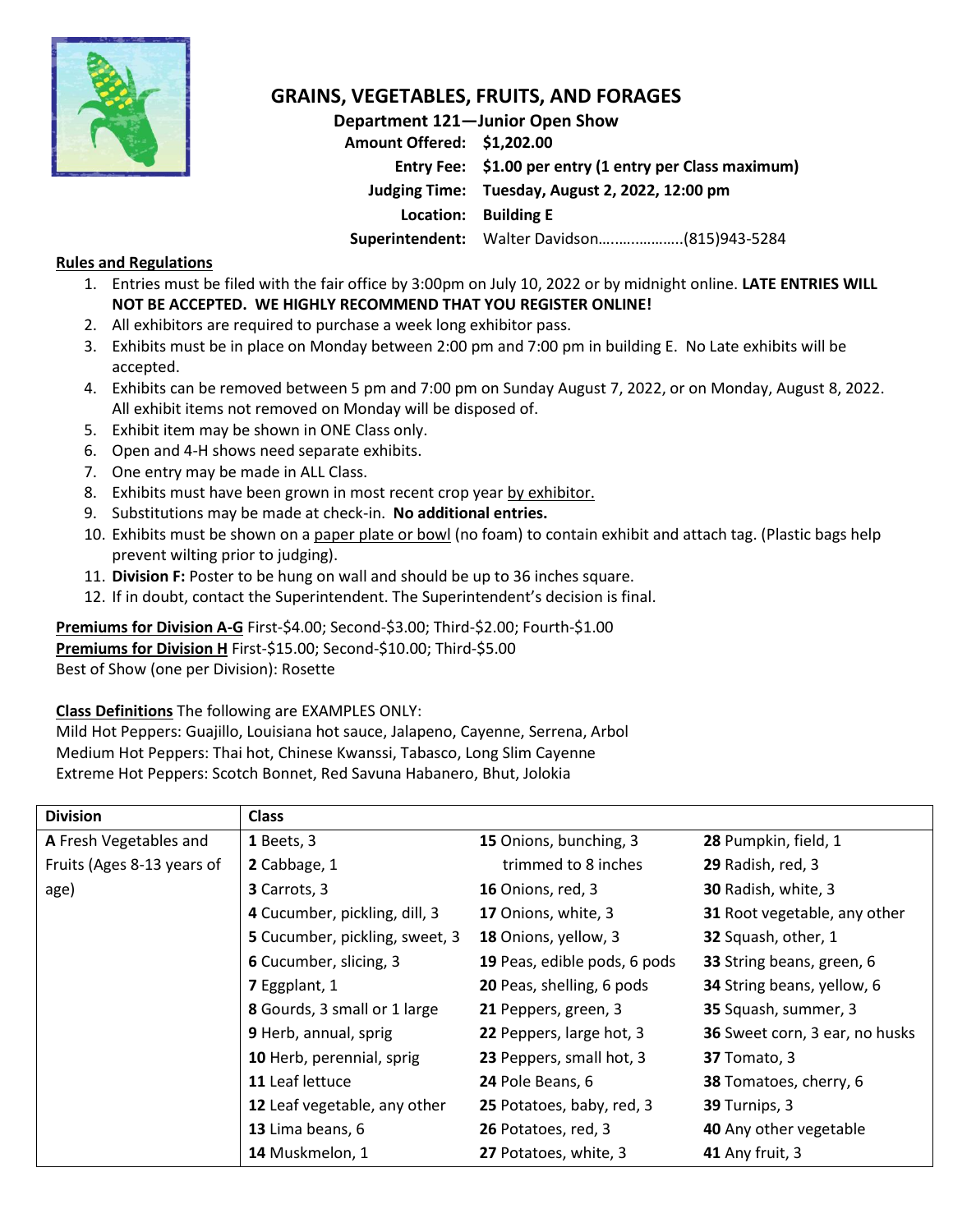# GRAINS, VEGETABLES, FRUITS, AND FORAGES

**Department 121—Junior Open Show**

**Amount Offered:** **$1,202.00**
**Entry Fee:** **$1.00 per entry (1 entry per Class maximum)**
**Judging Time:** **Tuesday, August 2, 2022, 12:00 pm**
**Location:** **Building E**
**Superintendent:** Walter Davidson…...…………..(815)943-5284

**Rules and Regulations**

1. Entries must be filed with the fair office by 3:00pm on July 10, 2022 or by midnight online. **LATE ENTRIES WILL NOT BE ACCEPTED. WE HIGHLY RECOMMEND THAT YOU REGISTER ONLINE!**
2. All exhibitors are required to purchase a week long exhibitor pass.
3. Exhibits must be in place on Monday between 2:00 pm and 7:00 pm in building E. No Late exhibits will be accepted.
4. Exhibits can be removed between 5 pm and 7:00 pm on Sunday August 7, 2022, or on Monday, August 8, 2022. All exhibit items not removed on Monday will be disposed of.
5. Exhibit item may be shown in ONE Class only.
6. Open and 4-H shows need separate exhibits.
7. One entry may be made in ALL Class.
8. Exhibits must have been grown in most recent crop year by exhibitor.
9. Substitutions may be made at check-in. **No additional entries.**
10. Exhibits must be shown on a paper plate or bowl (no foam) to contain exhibit and attach tag. (Plastic bags help prevent wilting prior to judging).
11. **Division F:** Poster to be hung on wall and should be up to 36 inches square.
12. If in doubt, contact the Superintendent. The Superintendent's decision is final.

**Premiums for Division A-G** First-$4.00; Second-$3.00; Third-$2.00; Fourth-$1.00
**Premiums for Division H** First-$15.00; Second-$10.00; Third-$5.00
Best of Show (one per Division): Rosette

**Class Definitions** The following are EXAMPLES ONLY:
Mild Hot Peppers: Guajillo, Louisiana hot sauce, Jalapeno, Cayenne, Serrena, Arbol
Medium Hot Peppers: Thai hot, Chinese Kwanssi, Tabasco, Long Slim Cayenne
Extreme Hot Peppers: Scotch Bonnet, Red Savuna Habanero, Bhut, Jolokia

| Division | Class | | |
|---|---|---|---|
| **A** Fresh Vegetables and Fruits (Ages 8-13 years of age) | **1** Beets, 3 | **15** Onions, bunching, 3 trimmed to 8 inches | **28** Pumpkin, field, 1 |
| | **2** Cabbage, 1 | **16** Onions, red, 3 | **29** Radish, red, 3 |
| | **3** Carrots, 3 | **17** Onions, white, 3 | **30** Radish, white, 3 |
| | **4** Cucumber, pickling, dill, 3 | **18** Onions, yellow, 3 | **31** Root vegetable, any other |
| | **5** Cucumber, pickling, sweet, 3 | **19** Peas, edible pods, 6 pods | **32** Squash, other, 1 |
| | **6** Cucumber, slicing, 3 | **20** Peas, shelling, 6 pods | **33** String beans, green, 6 |
| | **7** Eggplant, 1 | **21** Peppers, green, 3 | **34** String beans, yellow, 6 |
| | **8** Gourds, 3 small or 1 large | **22** Peppers, large hot, 3 | **35** Squash, summer, 3 |
| | **9** Herb, annual, sprig | **23** Peppers, small hot, 3 | **36** Sweet corn, 3 ear, no husks |
| | **10** Herb, perennial, sprig | **24** Pole Beans, 6 | **37** Tomato, 3 |
| | **11** Leaf lettuce | **25** Potatoes, baby, red, 3 | **38** Tomatoes, cherry, 6 |
| | **12** Leaf vegetable, any other | **26** Potatoes, red, 3 | **39** Turnips, 3 |
| | **13** Lima beans, 6 | **27** Potatoes, white, 3 | **40** Any other vegetable |
| | **14** Muskmelon, 1 | | **41** Any fruit, 3 |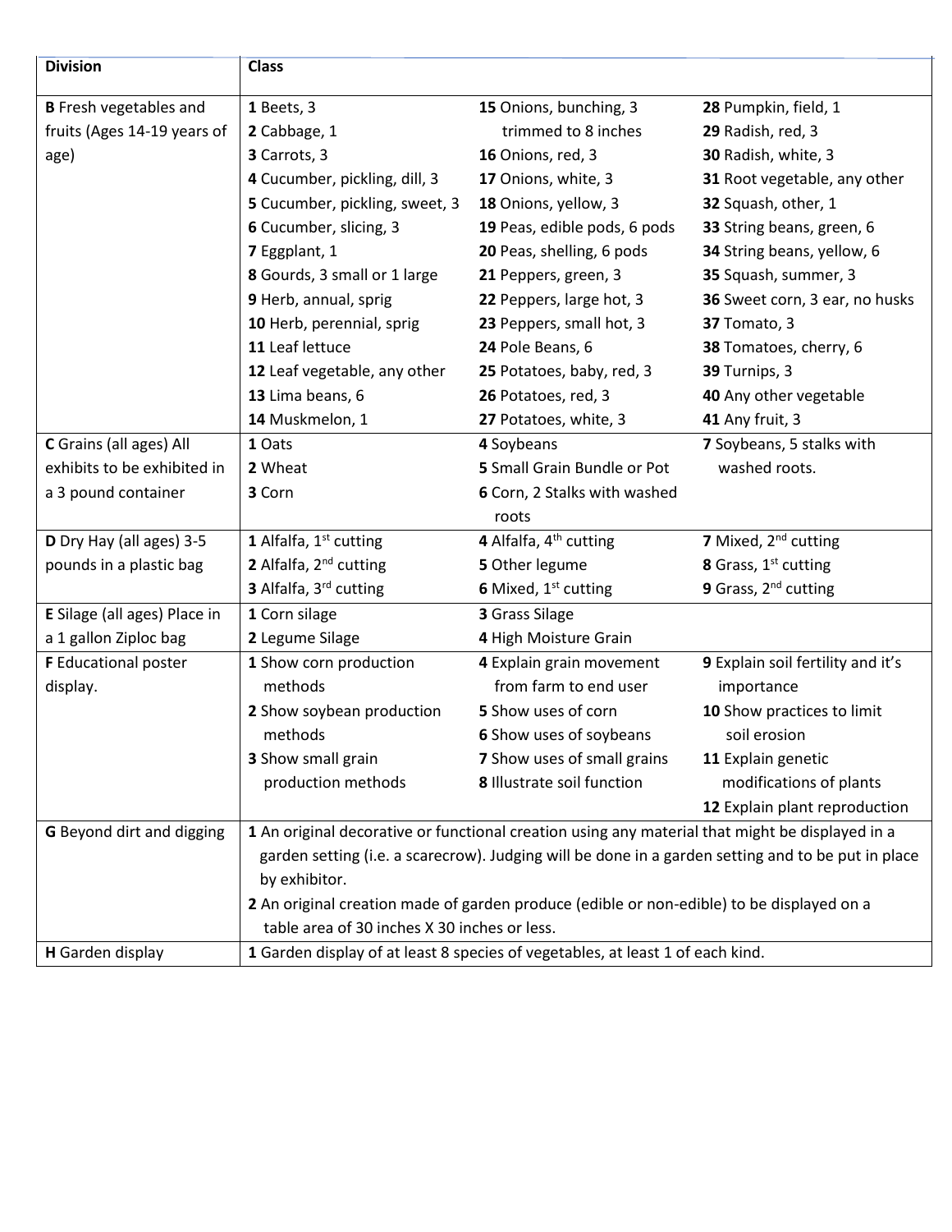| Division | Class | | |
|---|---|---|---|
| **B** Fresh vegetables and fruits (Ages 14-19 years of age) | **1** Beets, 3<br>**2** Cabbage, 1<br>**3** Carrots, 3<br>**4** Cucumber, pickling, dill, 3<br>**5** Cucumber, pickling, sweet, 3<br>**6** Cucumber, slicing, 3<br>**7** Eggplant, 1<br>**8** Gourds, 3 small or 1 large<br>**9** Herb, annual, sprig<br>**10** Herb, perennial, sprig<br>**11** Leaf lettuce<br>**12** Leaf vegetable, any other<br>**13** Lima beans, 6<br>**14** Muskmelon, 1 | **15** Onions, bunching, 3 trimmed to 8 inches<br>**16** Onions, red, 3<br>**17** Onions, white, 3<br>**18** Onions, yellow, 3<br>**19** Peas, edible pods, 6 pods<br>**20** Peas, shelling, 6 pods<br>**21** Peppers, green, 3<br>**22** Peppers, large hot, 3<br>**23** Peppers, small hot, 3<br>**24** Pole Beans, 6<br>**25** Potatoes, baby, red, 3<br>**26** Potatoes, red, 3<br>**27** Potatoes, white, 3 | **28** Pumpkin, field, 1<br>**29** Radish, red, 3<br>**30** Radish, white, 3<br>**31** Root vegetable, any other<br>**32** Squash, other, 1<br>**33** String beans, green, 6<br>**34** String beans, yellow, 6<br>**35** Squash, summer, 3<br>**36** Sweet corn, 3 ear, no husks<br>**37** Tomato, 3<br>**38** Tomatoes, cherry, 6<br>**39** Turnips, 3<br>**40** Any other vegetable<br>**41** Any fruit, 3 |
| **C** Grains (all ages) All exhibits to be exhibited in a 3 pound container | **1** Oats<br>**2** Wheat<br>**3** Corn | **4** Soybeans<br>**5** Small Grain Bundle or Pot<br>**6** Corn, 2 Stalks with washed roots | **7** Soybeans, 5 stalks with washed roots. |
| **D** Dry Hay (all ages) 3-5 pounds in a plastic bag | **1** Alfalfa, 1st cutting<br>**2** Alfalfa, 2nd cutting<br>**3** Alfalfa, 3rd cutting | **4** Alfalfa, 4th cutting<br>**5** Other legume<br>**6** Mixed, 1st cutting | **7** Mixed, 2nd cutting<br>**8** Grass, 1st cutting<br>**9** Grass, 2nd cutting |
| **E** Silage (all ages) Place in a 1 gallon Ziploc bag | **1** Corn silage<br>**2** Legume Silage | **3** Grass Silage<br>**4** High Moisture Grain | |
| **F** Educational poster display. | **1** Show corn production methods<br>**2** Show soybean production methods<br>**3** Show small grain production methods | **4** Explain grain movement from farm to end user<br>**5** Show uses of corn<br>**6** Show uses of soybeans<br>**7** Show uses of small grains<br>**8** Illustrate soil function | **9** Explain soil fertility and it's importance<br>**10** Show practices to limit soil erosion<br>**11** Explain genetic modifications of plants<br>**12** Explain plant reproduction |
| **G** Beyond dirt and digging | **1** An original decorative or functional creation using any material that might be displayed in a garden setting (i.e. a scarecrow). Judging will be done in a garden setting and to be put in place by exhibitor.<br>**2** An original creation made of garden produce (edible or non-edible) to be displayed on a table area of 30 inches X 30 inches or less. | | |
| **H** Garden display | **1** Garden display of at least 8 species of vegetables, at least 1 of each kind. | | |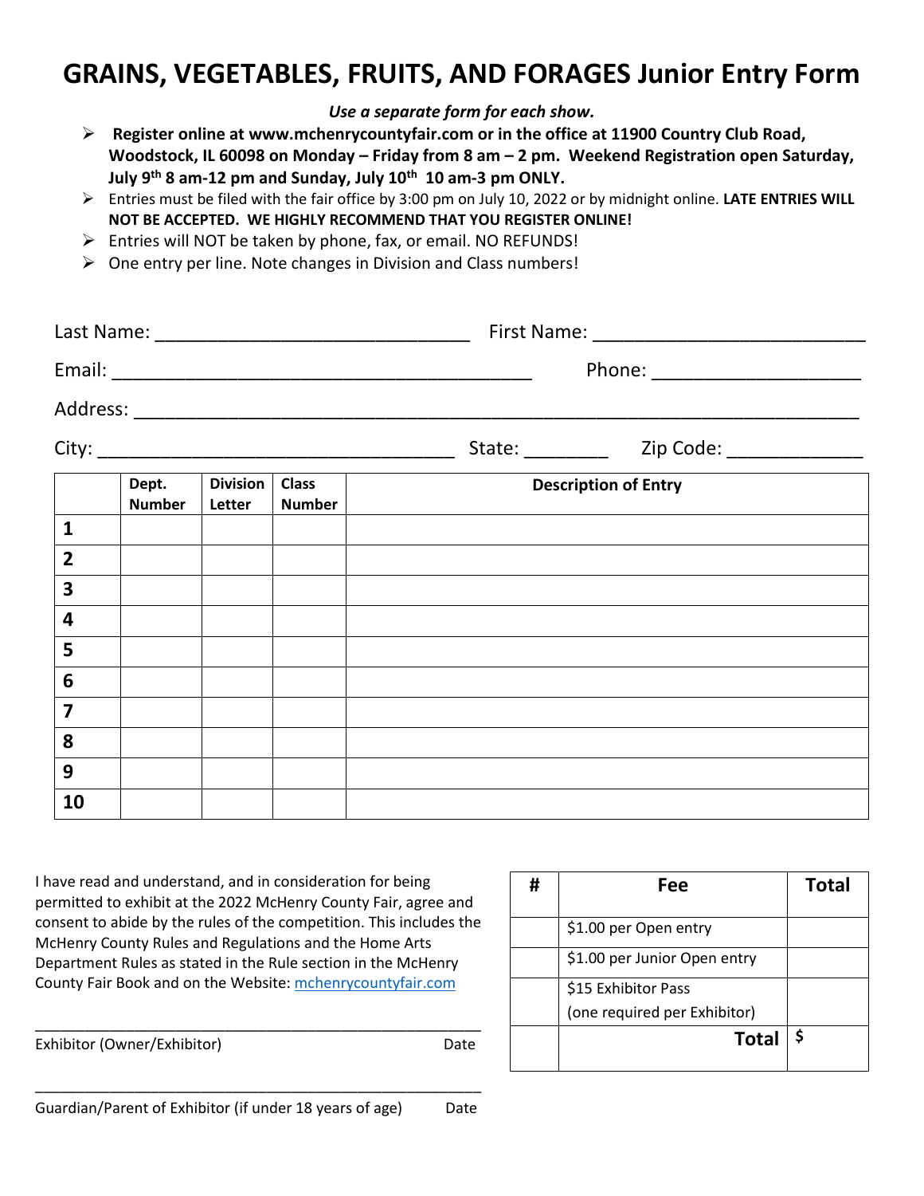# GRAINS, VEGETABLES, FRUITS, AND FORAGES Junior Entry Form

*Use a separate form for each show.*

- **Register online at www.mchenrycountyfair.com or in the office at 11900 Country Club Road, Woodstock, IL 60098 on Monday – Friday from 8 am – 2 pm. Weekend Registration open Saturday, July 9th 8 am-12 pm and Sunday, July 10th 10 am-3 pm ONLY.**
- Entries must be filed with the fair office by 3:00 pm on July 10, 2022 or by midnight online. **LATE ENTRIES WILL NOT BE ACCEPTED. WE HIGHLY RECOMMEND THAT YOU REGISTER ONLINE!**
- Entries will NOT be taken by phone, fax, or email. NO REFUNDS!
- One entry per line. Note changes in Division and Class numbers!

Last Name: ______________________________ First Name: __________________________

Email: ________________________________________ Phone: ____________________

Address: ______________________________________________________________________

City: __________________________________ State: ________ Zip Code: _____________

| | Dept. Number | Division Letter | Class Number | Description of Entry |
|---|---|---|---|---|
| **1** | | | | |
| **2** | | | | |
| **3** | | | | |
| **4** | | | | |
| **5** | | | | |
| **6** | | | | |
| **7** | | | | |
| **8** | | | | |
| **9** | | | | |
| **10** | | | | |

I have read and understand, and in consideration for being permitted to exhibit at the 2022 McHenry County Fair, agree and consent to abide by the rules of the competition. This includes the McHenry County Rules and Regulations and the Home Arts Department Rules as stated in the Rule section in the McHenry County Fair Book and on the Website: mchenrycountyfair.com

______________________________________________________
Exhibitor (Owner/Exhibitor) Date

______________________________________________________
Guardian/Parent of Exhibitor (if under 18 years of age) Date

| # | Fee | Total |
|---|---|---|
| | $1.00 per Open entry | |
| | $1.00 per Junior Open entry | |
| | $15 Exhibitor Pass (one required per Exhibitor) | |
| | **Total** | $ |